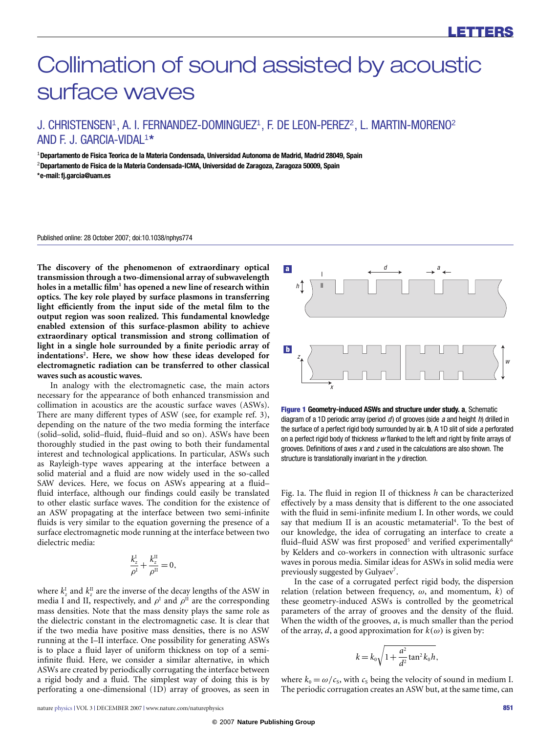# Collimation of sound assisted by acoustic surface waves

J. CHRISTENSEN[1], A. I. FERNANDEZ-DOMINGUEZ[1], F. DE LEON-PEREZ[2], L. MARTIN-MORENO[2] AND F. J. GARCIA-VIDAL[1]*

[1]Departamento de Fisica Teorica de la Materia Condensada, Universidad Autonoma de Madrid, Madrid 28049, Spain

[2]Departamento de Fisica de la Materia Condensada-ICMA, Universidad de Zaragoza, Zaragoza 50009, Spain

*e-mail: fj.garcia@uam.es

Published online: 28 October 2007; doi:10.1038/nphys774

**The discovery of the phenomenon of extraordinary optical transmission through a two-dimensional array of subwavelength holes in a metallic film[1] has opened a new line of research within optics. The key role played by surface plasmons in transferring light efficiently from the input side of the metal film to the output region was soon realized. This fundamental knowledge enabled extension of this surface-plasmon ability to achieve extraordinary optical transmission and strong collimation of light in a single hole surrounded by a finite periodic array of indentations[2]. Here, we show how these ideas developed for electromagnetic radiation can be transferred to other classical waves such as acoustic waves.**

In analogy with the electromagnetic case, the main actors necessary for the appearance of both enhanced transmission and collimation in acoustics are the acoustic surface waves (ASWs). There are many different types of ASW (see, for example ref. 3), depending on the nature of the two media forming the interface (solid–solid, solid–fluid, fluid–fluid and so on). ASWs have been thoroughly studied in the past owing to both their fundamental interest and technological applications. In particular, ASWs such as Rayleigh-type waves appearing at the interface between a solid material and a fluid are now widely used in the so-called SAW devices. Here, we focus on ASWs appearing at a fluid–fluid interface, although our findings could easily be translated to other elastic surface waves. The condition for the existence of an ASW propagating at the interface between two semi-infinite fluids is very similar to the equation governing the presence of a surface electromagnetic mode running at the interface between two dielectric media:

$$\frac{k_z^{\mathrm{I}}}{\rho^{\mathrm{I}}} + \frac{k_z^{\mathrm{II}}}{\rho^{\mathrm{II}}} = 0,$$

where $k_z^{\mathrm{I}}$ and $k_z^{\mathrm{II}}$ are the inverse of the decay lengths of the ASW in media I and II, respectively, and $\rho^{\mathrm{I}}$ and $\rho^{\mathrm{II}}$ are the corresponding mass densities. Note that the mass density plays the same role as the dielectric constant in the electromagnetic case. It is clear that if the two media have positive mass densities, there is no ASW running at the I–II interface. One possibility for generating ASWs is to place a fluid layer of uniform thickness on top of a semi-infinite fluid. Here, we consider a similar alternative, in which ASWs are created by periodically corrugating the interface between a rigid body and a fluid. The simplest way of doing this is by perforating a one-dimensional (1D) array of grooves, as seen in Fig. 1a. The fluid in region II of thickness $h$ can be characterized effectively by a mass density that is different to the one associated with the fluid in semi-infinite medium I. In other words, we could say that medium II is an acoustic metamaterial[4]. To the best of our knowledge, the idea of corrugating an interface to create a fluid–fluid ASW was first proposed[5] and verified experimentally[6] by Kelders and co-workers in connection with ultrasonic surface waves in porous media. Similar ideas for ASWs in solid media were previously suggested by Gulyaev[7].

**Figure 1 Geometry-induced ASWs and structure under study. a**, Schematic diagram of a 1D periodic array (period $d$) of grooves (side $a$ and height $h$) drilled in the surface of a perfect rigid body surrounded by air. **b**, A 1D slit of side $a$ perforated on a perfect rigid body of thickness $w$ flanked to the left and right by finite arrays of grooves. Definitions of axes $x$ and $z$ used in the calculations are also shown. The structure is translationally invariant in the $y$ direction.

In the case of a corrugated perfect rigid body, the dispersion relation (relation between frequency, $\omega$, and momentum, $k$) of these geometry-induced ASWs is controlled by the geometrical parameters of the array of grooves and the density of the fluid. When the width of the grooves, $a$, is much smaller than the period of the array, $d$, a good approximation for $k(\omega)$ is given by:

$$k = k_0\sqrt{1 + \frac{a^2}{d^2}\tan^2 k_0 h},$$

where $k_0 = \omega / c_{\mathrm{S}}$, with $c_{\mathrm{S}}$ being the velocity of sound in medium I. The periodic corrugation creates an ASW but, at the same time, can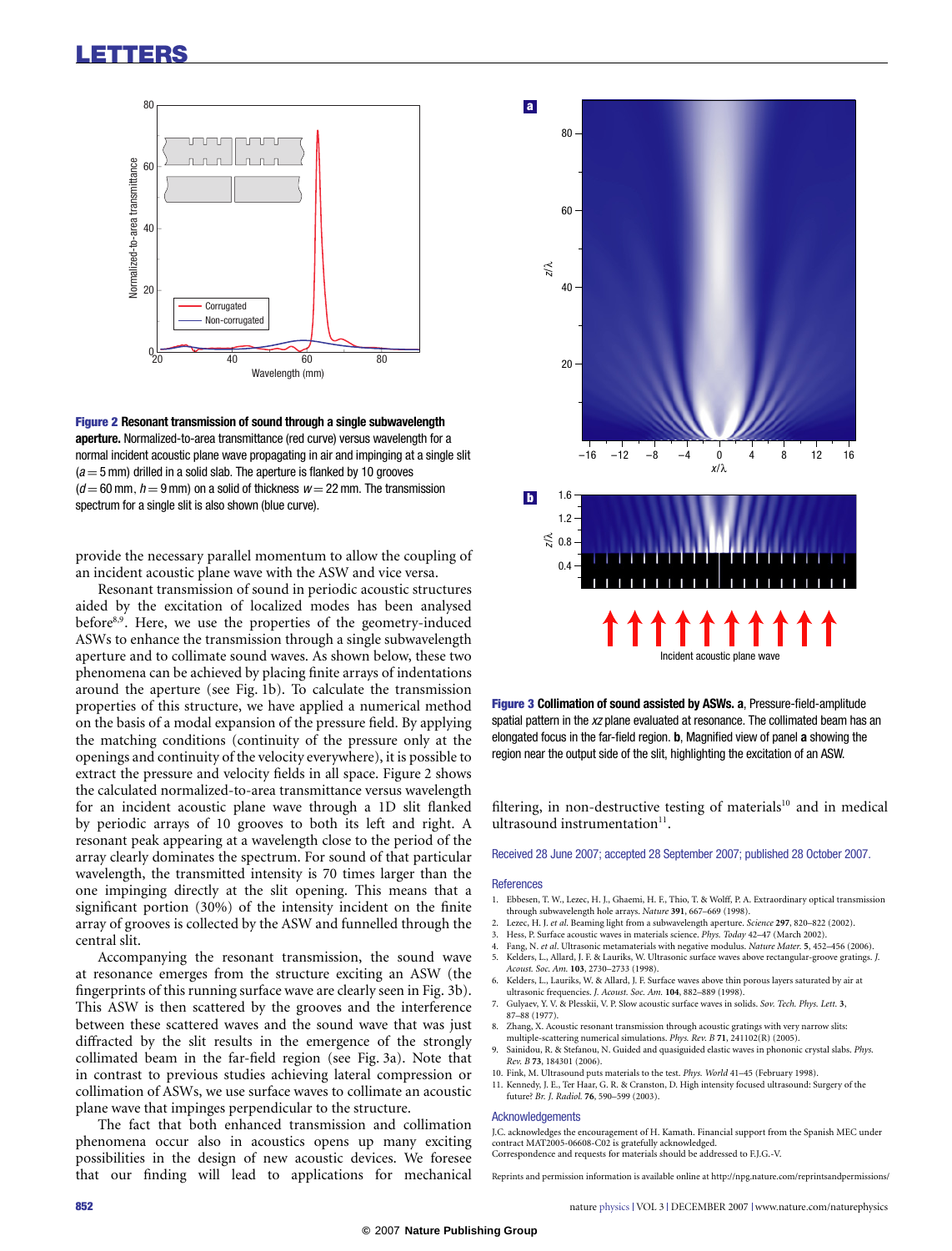80

60

40

20

0

20 40 60 80

Wavelength (mm)

Normalized-to-area transmittance

Corrugated

Non-corrugated

**Figure 2 Resonant transmission of sound through a single subwavelength aperture.** Normalized-to-area transmittance (red curve) versus wavelength for a normal incident acoustic plane wave propagating in air and impinging at a single slit ($a = 5$ mm) drilled in a solid slab. The aperture is flanked by 10 grooves ($d = 60$ mm, $h = 9$ mm) on a solid of thickness $w = 22$ mm. The transmission spectrum for a single slit is also shown (blue curve).

provide the necessary parallel momentum to allow the coupling of an incident acoustic plane wave with the ASW and vice versa.

Resonant transmission of sound in periodic acoustic structures aided by the excitation of localized modes has been analysed before[8,9]. Here, we use the properties of the geometry-induced ASWs to enhance the transmission through a single subwavelength aperture and to collimate sound waves. As shown below, these two phenomena can be achieved by placing finite arrays of indentations around the aperture (see Fig. 1b). To calculate the transmission properties of this structure, we have applied a numerical method on the basis of a modal expansion of the pressure field. By applying the matching conditions (continuity of the pressure only at the openings and continuity of the velocity everywhere), it is possible to extract the pressure and velocity fields in all space. Figure 2 shows the calculated normalized-to-area transmittance versus wavelength for an incident acoustic plane wave through a 1D slit flanked by periodic arrays of 10 grooves to both its left and right. A resonant peak appearing at a wavelength close to the period of the array clearly dominates the spectrum. For sound of that particular wavelength, the transmitted intensity is 70 times larger than the one impinging directly at the slit opening. This means that a significant portion (30%) of the intensity incident on the finite array of grooves is collected by the ASW and funnelled through the central slit.

Accompanying the resonant transmission, the sound wave at resonance emerges from the structure exciting an ASW (the fingerprints of this running surface wave are clearly seen in Fig. 3b). This ASW is then scattered by the grooves and the interference between these scattered waves and the sound wave that was just diffracted by the slit results in the emergence of the strongly collimated beam in the far-field region (see Fig. 3a). Note that in contrast to previous studies achieving lateral compression or collimation of ASWs, we use surface waves to collimate an acoustic plane wave that impinges perpendicular to the structure.

The fact that both enhanced transmission and collimation phenomena occur also in acoustics opens up many exciting possibilities in the design of new acoustic devices. We foresee that our finding will lead to applications for mechanical filtering, in non-destructive testing of materials[10] and in medical ultrasound instrumentation[11].

**a**

80

60

40

20

$z/\lambda$

−16 −12 −8 −4 0 4 8 12 16

$x/\lambda$

**b**

1.6

1.2

0.8

0.4

$z/\lambda$

Incident acoustic plane wave

**Figure 3 Collimation of sound assisted by ASWs. a**, Pressure-field-amplitude spatial pattern in the *xz* plane evaluated at resonance. The collimated beam has an elongated focus in the far-field region. **b**, Magnified view of panel **a** showing the region near the output side of the slit, highlighting the excitation of an ASW.

Received 28 June 2007; accepted 28 September 2007; published 28 October 2007.

## References

1. Ebbesen, T. W., Lezec, H. J., Ghaemi, H. F., Thio, T. & Wolff, P. A. Extraordinary optical transmission through subwavelength hole arrays. *Nature* **391**, 667–669 (1998).
2. Lezec, H. J. *et al.* Beaming light from a subwavelength aperture. *Science* **297**, 820–822 (2002).
3. Hess, P. Surface acoustic waves in materials science. *Phys. Today* 42–47 (March 2002).
4. Fang, N. *et al.* Ultrasonic metamaterials with negative modulus. *Nature Mater.* **5**, 452–456 (2006).
5. Kelders, L., Allard, J. F. & Lauriks, W. Ultrasonic surface waves above rectangular-groove gratings. *J. Acoust. Soc. Am.* **103**, 2730–2733 (1998).
6. Kelders, L., Lauriks, W. & Allard, J. F. Surface waves above thin porous layers saturated by air at ultrasonic frequencies. *J. Acoust. Soc. Am.* **104**, 882–889 (1998).
7. Gulyaev, Y. V. & Plesskii, V. P. Slow acoustic surface waves in solids. *Sov. Tech. Phys. Lett.* **3**, 87–88 (1977).
8. Zhang, X. Acoustic resonant transmission through acoustic gratings with very narrow slits: multiple-scattering numerical simulations. *Phys. Rev. B* **71**, 241102(R) (2005).
9. Sainidou, R. & Stefanou, N. Guided and quasiguided elastic waves in phononic crystal slabs. *Phys. Rev. B* **73**, 184301 (2006).
10. Fink, M. Ultrasound puts materials to the test. *Phys. World* 41–45 (February 1998).
11. Kennedy, J. E., Ter Haar, G. R. & Cranston, D. High intensity focused ultrasound: Surgery of the future? *Br. J. Radiol.* **76**, 590–599 (2003).

## Acknowledgements

J.C. acknowledges the encouragement of H. Kamath. Financial support from the Spanish MEC under contract MAT2005-06608-C02 is gratefully acknowledged.
Correspondence and requests for materials should be addressed to F.J.G.-V.

Reprints and permission information is available online at http://npg.nature.com/reprintsandpermissions/